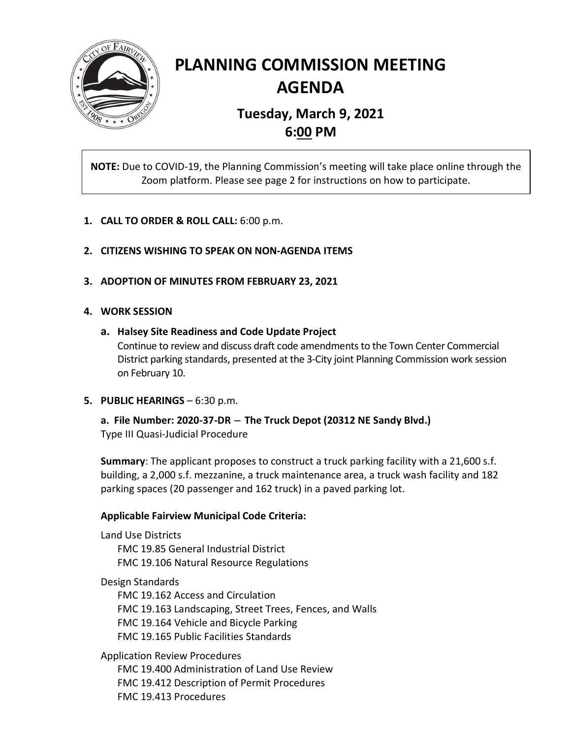# PLANNING COMMISSION MEETING AGENDA

## Tuesday, March 9, 2021
## 6:00 PM

**NOTE:** Due to COVID-19, the Planning Commission's meeting will take place online through the Zoom platform. Please see page 2 for instructions on how to participate.

1. **CALL TO ORDER & ROLL CALL:** 6:00 p.m.

2. **CITIZENS WISHING TO SPEAK ON NON-AGENDA ITEMS**

3. **ADOPTION OF MINUTES FROM FEBRUARY 23, 2021**

4. **WORK SESSION**

   a. **Halsey Site Readiness and Code Update Project**
   Continue to review and discuss draft code amendments to the Town Center Commercial District parking standards, presented at the 3-City joint Planning Commission work session on February 10.

5. **PUBLIC HEARINGS** – 6:30 p.m.

   **a. File Number: 2020-37-DR – The Truck Depot (20312 NE Sandy Blvd.)**
   Type III Quasi-Judicial Procedure

   **Summary**: The applicant proposes to construct a truck parking facility with a 21,600 s.f. building, a 2,000 s.f. mezzanine, a truck maintenance area, a truck wash facility and 182 parking spaces (20 passenger and 162 truck) in a paved parking lot.

   **Applicable Fairview Municipal Code Criteria:**

   Land Use Districts
   - FMC 19.85 General Industrial District
   - FMC 19.106 Natural Resource Regulations

   Design Standards
   - FMC 19.162 Access and Circulation
   - FMC 19.163 Landscaping, Street Trees, Fences, and Walls
   - FMC 19.164 Vehicle and Bicycle Parking
   - FMC 19.165 Public Facilities Standards

   Application Review Procedures
   - FMC 19.400 Administration of Land Use Review
   - FMC 19.412 Description of Permit Procedures
   - FMC 19.413 Procedures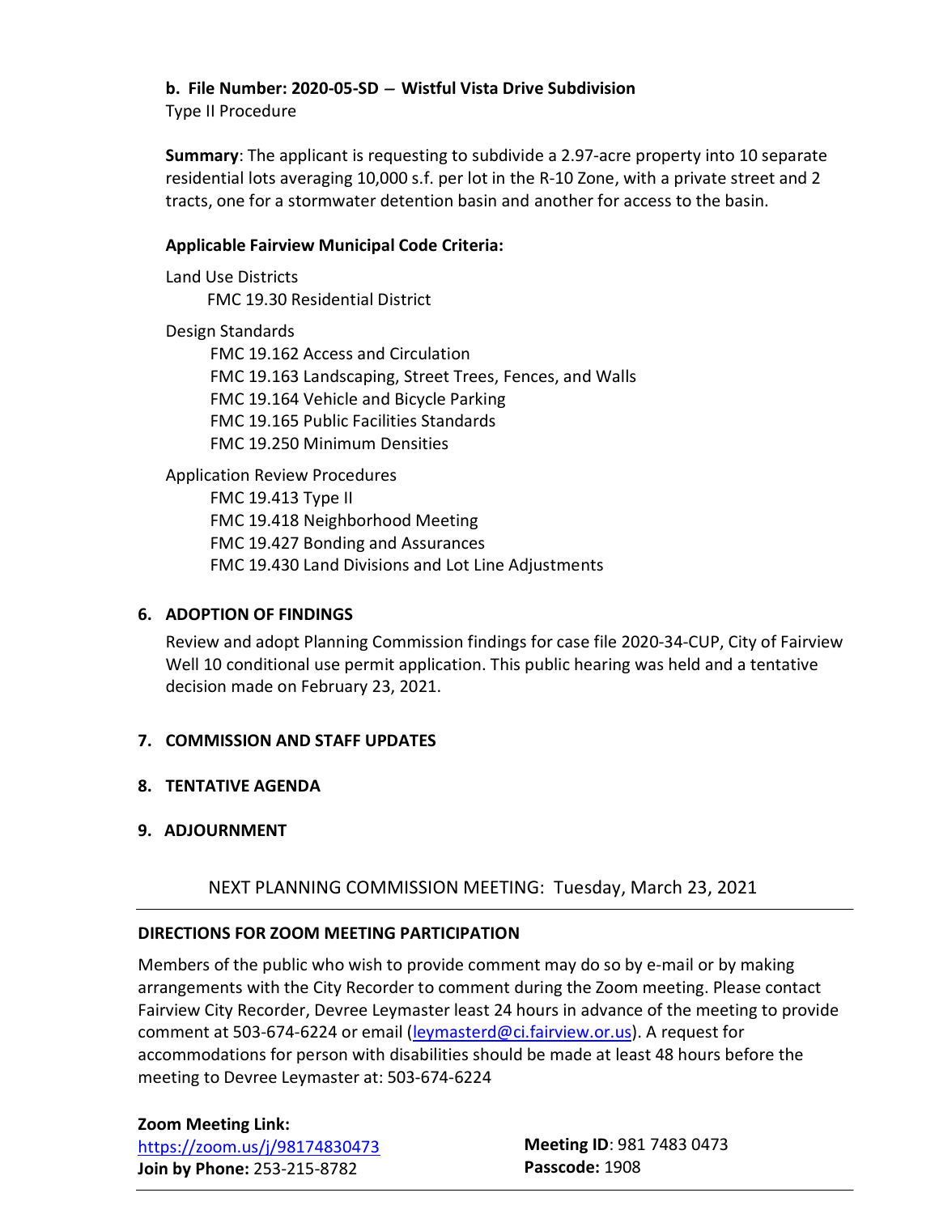**b. File Number: 2020-05-SD – Wistful Vista Drive Subdivision**
Type II Procedure

**Summary**: The applicant is requesting to subdivide a 2.97-acre property into 10 separate residential lots averaging 10,000 s.f. per lot in the R-10 Zone, with a private street and 2 tracts, one for a stormwater detention basin and another for access to the basin.

**Applicable Fairview Municipal Code Criteria:**

Land Use Districts
- FMC 19.30 Residential District

Design Standards
- FMC 19.162 Access and Circulation
- FMC 19.163 Landscaping, Street Trees, Fences, and Walls
- FMC 19.164 Vehicle and Bicycle Parking
- FMC 19.165 Public Facilities Standards
- FMC 19.250 Minimum Densities

Application Review Procedures
- FMC 19.413 Type II
- FMC 19.418 Neighborhood Meeting
- FMC 19.427 Bonding and Assurances
- FMC 19.430 Land Divisions and Lot Line Adjustments

**6. ADOPTION OF FINDINGS**

Review and adopt Planning Commission findings for case file 2020-34-CUP, City of Fairview Well 10 conditional use permit application. This public hearing was held and a tentative decision made on February 23, 2021.

**7. COMMISSION AND STAFF UPDATES**

**8. TENTATIVE AGENDA**

**9. ADJOURNMENT**

NEXT PLANNING COMMISSION MEETING: Tuesday, March 23, 2021

---

**DIRECTIONS FOR ZOOM MEETING PARTICIPATION**

Members of the public who wish to provide comment may do so by e-mail or by making arrangements with the City Recorder to comment during the Zoom meeting. Please contact Fairview City Recorder, Devree Leymaster least 24 hours in advance of the meeting to provide comment at 503-674-6224 or email (leymasterd@ci.fairview.or.us). A request for accommodations for person with disabilities should be made at least 48 hours before the meeting to Devree Leymaster at: 503-674-6224

**Zoom Meeting Link:**
https://zoom.us/j/98174830473
**Join by Phone:** 253-215-8782

**Meeting ID**: 981 7483 0473
**Passcode:** 1908

---